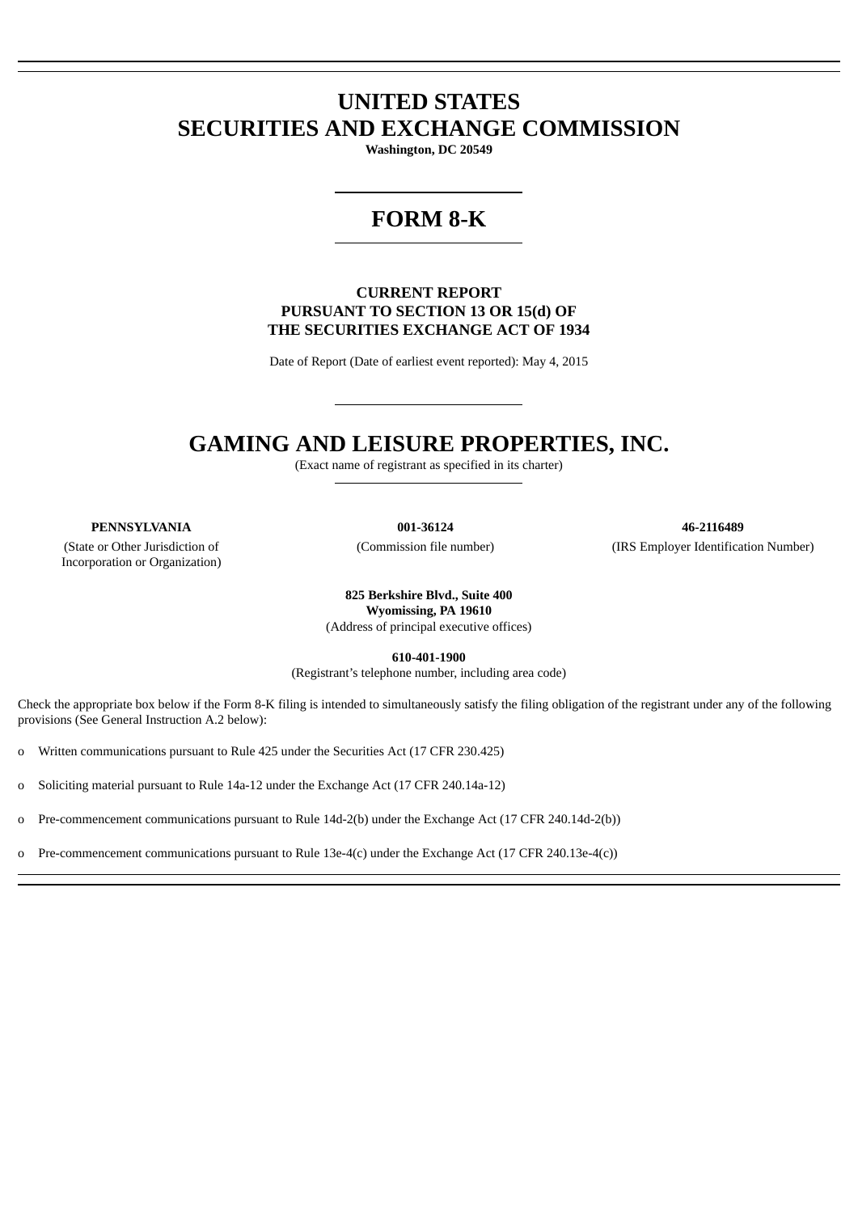# UNITED STATES
# SECURITIES AND EXCHANGE COMMISSION

**Washington, DC 20549**

# FORM 8-K

**CURRENT REPORT**
**PURSUANT TO SECTION 13 OR 15(d) OF**
**THE SECURITIES EXCHANGE ACT OF 1934**

Date of Report (Date of earliest event reported): May 4, 2015

# GAMING AND LEISURE PROPERTIES, INC.

(Exact name of registrant as specified in its charter)

| | | |
|---|---|---|
| **PENNSYLVANIA** | **001-36124** | **46-2116489** |
| (State or Other Jurisdiction of Incorporation or Organization) | (Commission file number) | (IRS Employer Identification Number) |

**825 Berkshire Blvd., Suite 400**
**Wyomissing, PA 19610**
(Address of principal executive offices)

**610-401-1900**
(Registrant's telephone number, including area code)

Check the appropriate box below if the Form 8-K filing is intended to simultaneously satisfy the filing obligation of the registrant under any of the following provisions (See General Instruction A.2 below):

o Written communications pursuant to Rule 425 under the Securities Act (17 CFR 230.425)

o Soliciting material pursuant to Rule 14a-12 under the Exchange Act (17 CFR 240.14a-12)

o Pre-commencement communications pursuant to Rule 14d-2(b) under the Exchange Act (17 CFR 240.14d-2(b))

o Pre-commencement communications pursuant to Rule 13e-4(c) under the Exchange Act (17 CFR 240.13e-4(c))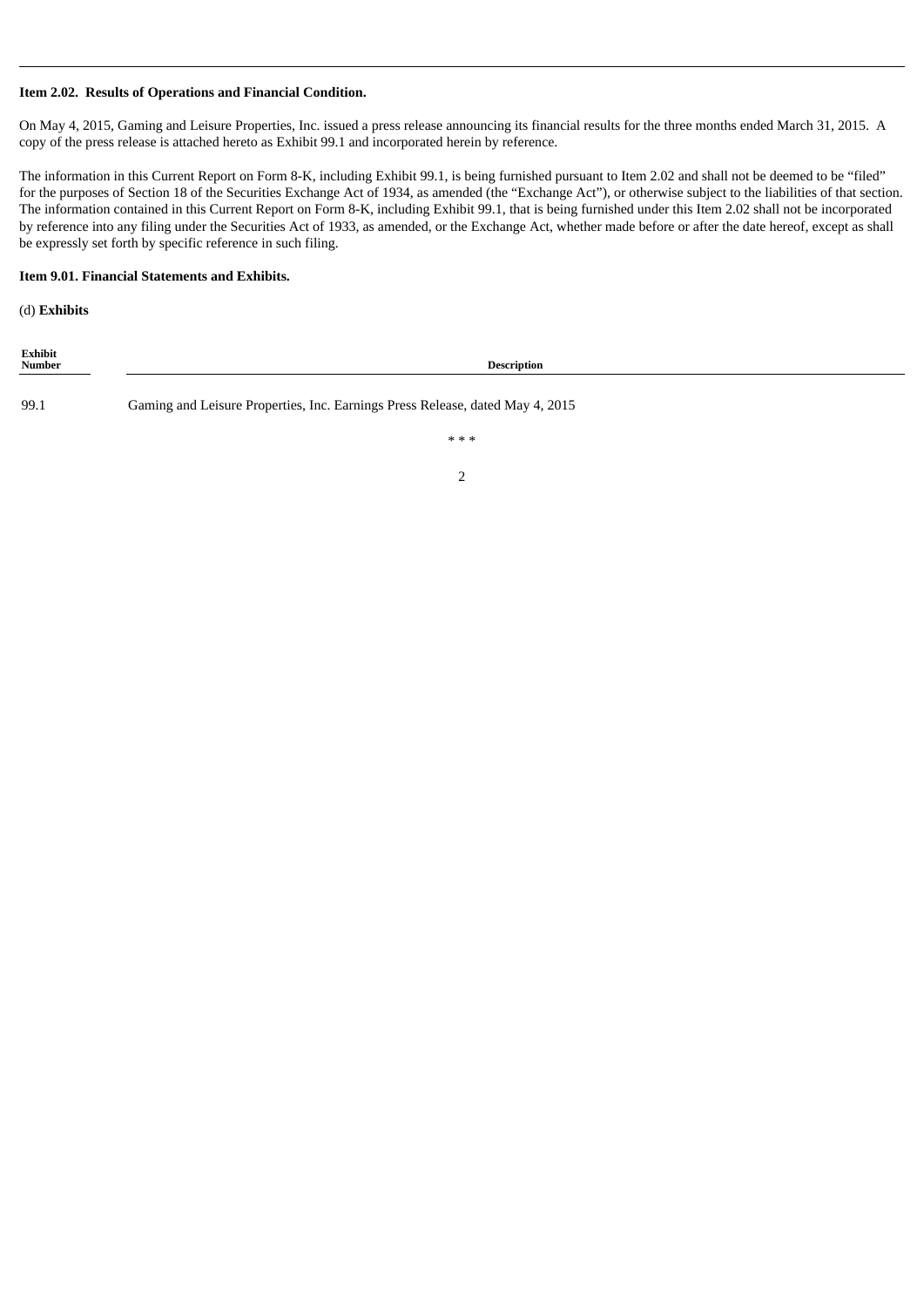**Item 2.02. Results of Operations and Financial Condition.**

On May 4, 2015, Gaming and Leisure Properties, Inc. issued a press release announcing its financial results for the three months ended March 31, 2015. A copy of the press release is attached hereto as Exhibit 99.1 and incorporated herein by reference.

The information in this Current Report on Form 8-K, including Exhibit 99.1, is being furnished pursuant to Item 2.02 and shall not be deemed to be "filed" for the purposes of Section 18 of the Securities Exchange Act of 1934, as amended (the "Exchange Act"), or otherwise subject to the liabilities of that section. The information contained in this Current Report on Form 8-K, including Exhibit 99.1, that is being furnished under this Item 2.02 shall not be incorporated by reference into any filing under the Securities Act of 1933, as amended, or the Exchange Act, whether made before or after the date hereof, except as shall be expressly set forth by specific reference in such filing.

**Item 9.01. Financial Statements and Exhibits.**

(d) **Exhibits**

| Exhibit Number | Description |
|---|---|
| 99.1 | Gaming and Leisure Properties, Inc. Earnings Press Release, dated May 4, 2015 |

* * *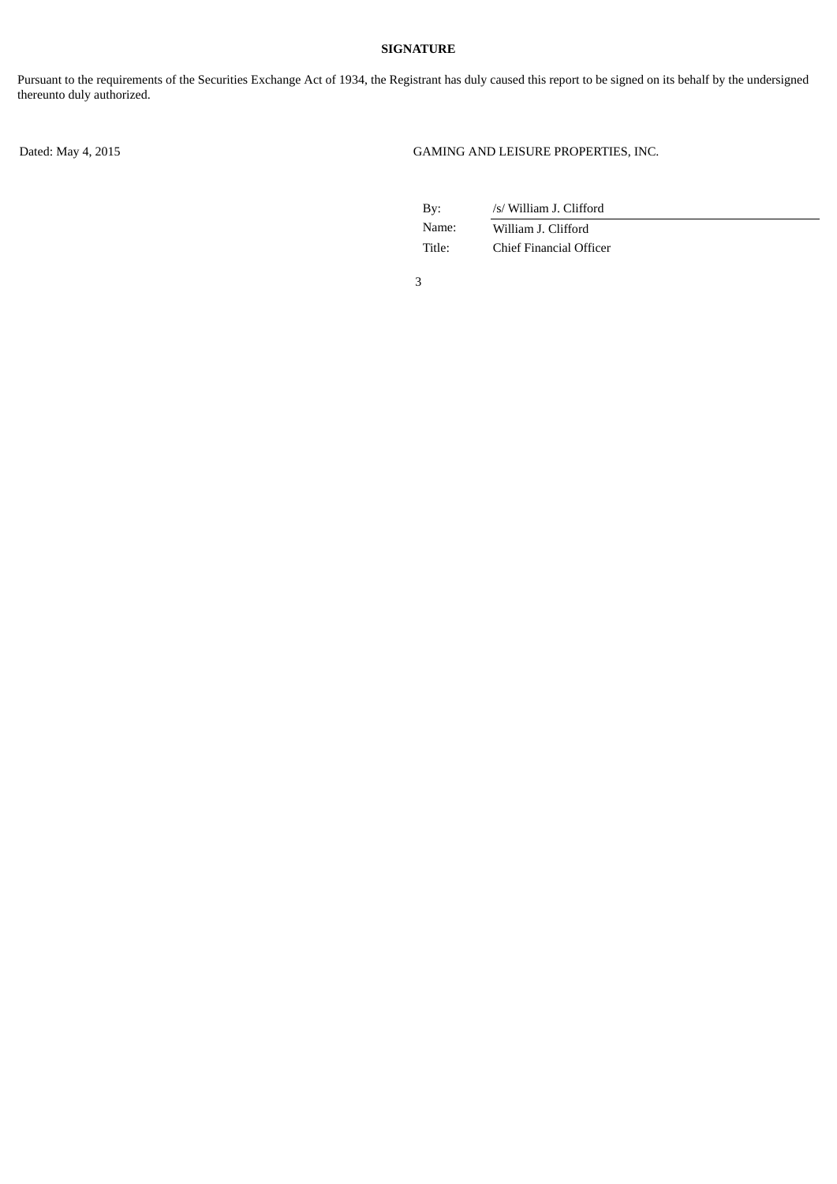**SIGNATURE**

Pursuant to the requirements of the Securities Exchange Act of 1934, the Registrant has duly caused this report to be signed on its behalf by the undersigned thereunto duly authorized.

| | |
|---|---|
| Dated: May 4, 2015 | GAMING AND LEISURE PROPERTIES, INC. |

| | |
|---|---|
| By: | /s/ William J. Clifford |
| Name: | William J. Clifford |
| Title: | Chief Financial Officer |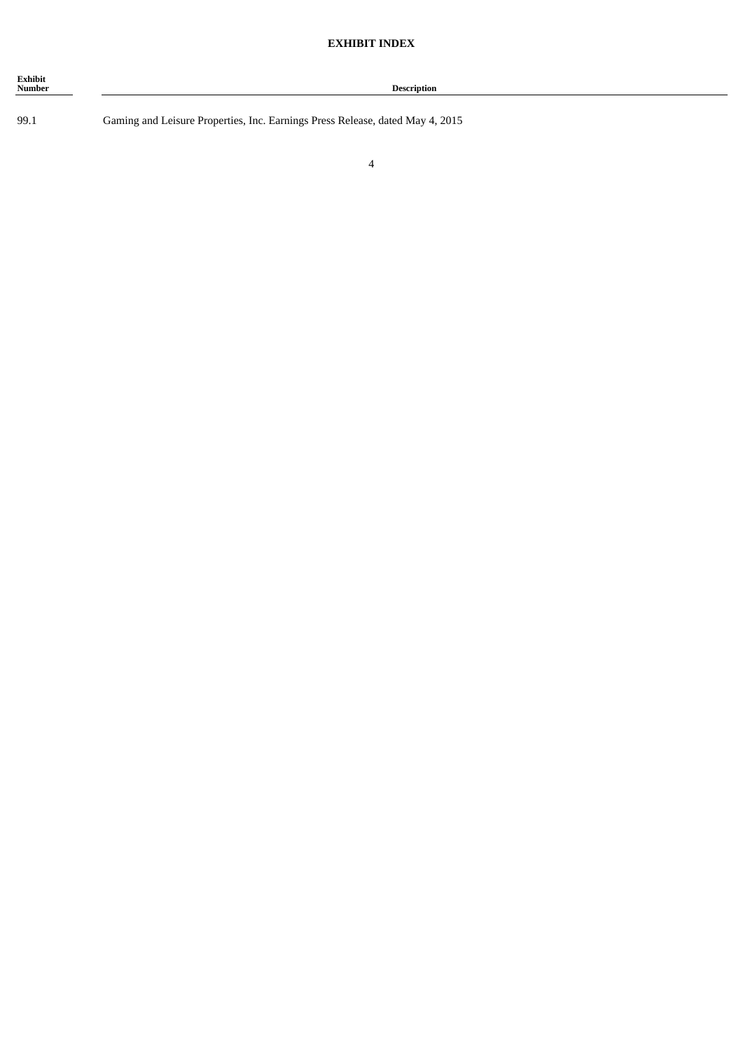**EXHIBIT INDEX**

| Exhibit Number | Description |
| --- | --- |
| 99.1 | Gaming and Leisure Properties, Inc. Earnings Press Release, dated May 4, 2015 |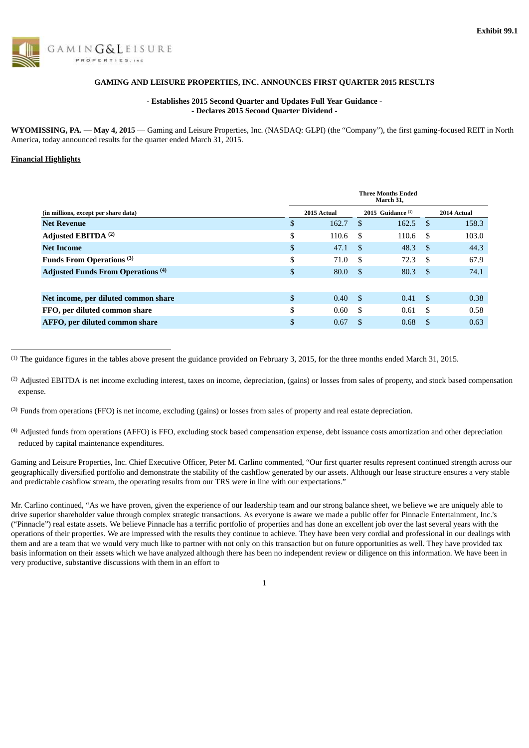**Exhibit 99.1**

GAMING&LEISURE PROPERTIES, INC

**GAMING AND LEISURE PROPERTIES, INC. ANNOUNCES FIRST QUARTER 2015 RESULTS**

**- Establishes 2015 Second Quarter and Updates Full Year Guidance -**
**- Declares 2015 Second Quarter Dividend -**

**WYOMISSING, PA. — May 4, 2015** — Gaming and Leisure Properties, Inc. (NASDAQ: GLPI) (the "Company"), the first gaming-focused REIT in North America, today announced results for the quarter ended March 31, 2015.

**Financial Highlights**

| | Three Months Ended March 31, | | |
|---|---|---|---|
| **(in millions, except per share data)** | **2015 Actual** | **2015 Guidance [1]** | **2014 Actual** |
| **Net Revenue** | $ 162.7 | $ 162.5 | $ 158.3 |
| **Adjusted EBITDA [2]** | $ 110.6 | $ 110.6 | $ 103.0 |
| **Net Income** | $ 47.1 | $ 48.3 | $ 44.3 |
| **Funds From Operations [3]** | $ 71.0 | $ 72.3 | $ 67.9 |
| **Adjusted Funds From Operations [4]** | $ 80.0 | $ 80.3 | $ 74.1 |
| | | | |
| **Net income, per diluted common share** | $ 0.40 | $ 0.41 | $ 0.38 |
| **FFO, per diluted common share** | $ 0.60 | $ 0.61 | $ 0.58 |
| **AFFO, per diluted common share** | $ 0.67 | $ 0.68 | $ 0.63 |

---

[1] The guidance figures in the tables above present the guidance provided on February 3, 2015, for the three months ended March 31, 2015.

[2] Adjusted EBITDA is net income excluding interest, taxes on income, depreciation, (gains) or losses from sales of property, and stock based compensation expense.

[3] Funds from operations (FFO) is net income, excluding (gains) or losses from sales of property and real estate depreciation.

[4] Adjusted funds from operations (AFFO) is FFO, excluding stock based compensation expense, debt issuance costs amortization and other depreciation reduced by capital maintenance expenditures.

Gaming and Leisure Properties, Inc. Chief Executive Officer, Peter M. Carlino commented, "Our first quarter results represent continued strength across our geographically diversified portfolio and demonstrate the stability of the cashflow generated by our assets. Although our lease structure ensures a very stable and predictable cashflow stream, the operating results from our TRS were in line with our expectations."

Mr. Carlino continued, "As we have proven, given the experience of our leadership team and our strong balance sheet, we believe we are uniquely able to drive superior shareholder value through complex strategic transactions. As everyone is aware we made a public offer for Pinnacle Entertainment, Inc.'s ("Pinnacle") real estate assets. We believe Pinnacle has a terrific portfolio of properties and has done an excellent job over the last several years with the operations of their properties. We are impressed with the results they continue to achieve. They have been very cordial and professional in our dealings with them and are a team that we would very much like to partner with not only on this transaction but on future opportunities as well. They have provided tax basis information on their assets which we have analyzed although there has been no independent review or diligence on this information. We have been in very productive, substantive discussions with them in an effort to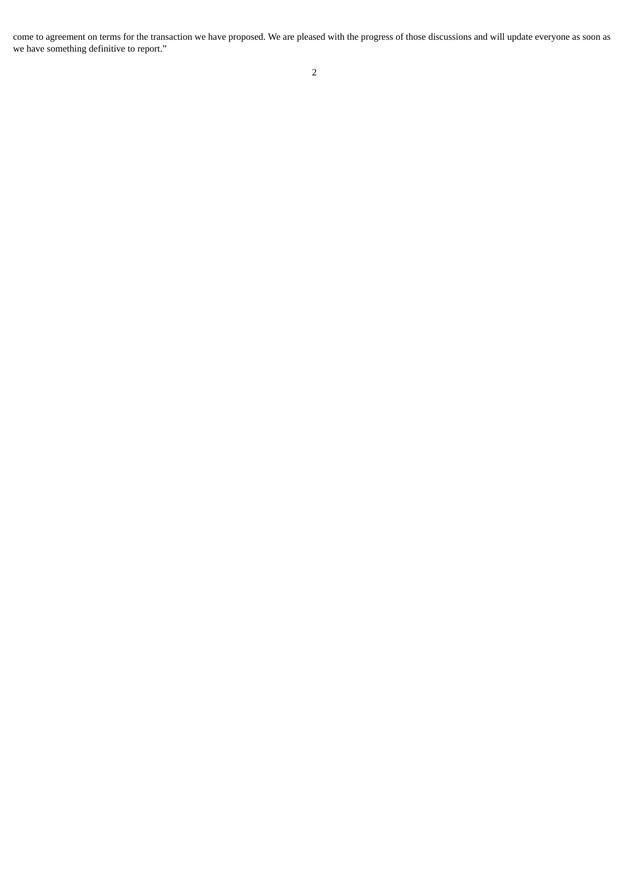come to agreement on terms for the transaction we have proposed. We are pleased with the progress of those discussions and will update everyone as soon as we have something definitive to report."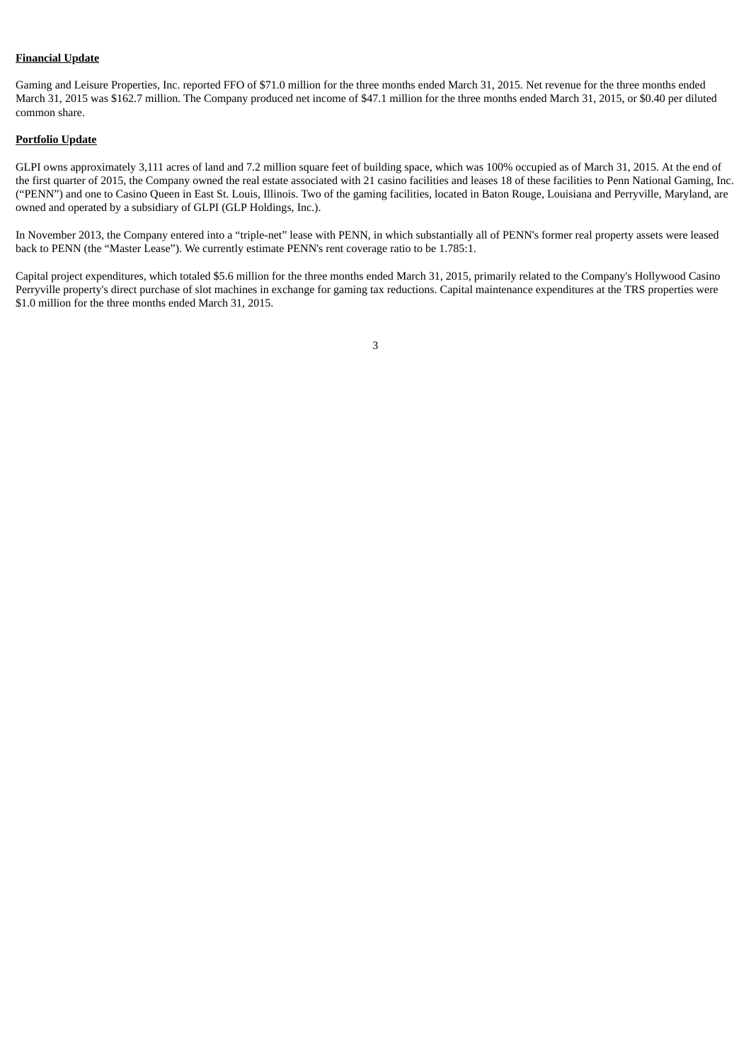**Financial Update**

Gaming and Leisure Properties, Inc. reported FFO of $71.0 million for the three months ended March 31, 2015. Net revenue for the three months ended March 31, 2015 was $162.7 million. The Company produced net income of $47.1 million for the three months ended March 31, 2015, or $0.40 per diluted common share.

**Portfolio Update**

GLPI owns approximately 3,111 acres of land and 7.2 million square feet of building space, which was 100% occupied as of March 31, 2015. At the end of the first quarter of 2015, the Company owned the real estate associated with 21 casino facilities and leases 18 of these facilities to Penn National Gaming, Inc. ("PENN") and one to Casino Queen in East St. Louis, Illinois. Two of the gaming facilities, located in Baton Rouge, Louisiana and Perryville, Maryland, are owned and operated by a subsidiary of GLPI (GLP Holdings, Inc.).

In November 2013, the Company entered into a "triple-net" lease with PENN, in which substantially all of PENN's former real property assets were leased back to PENN (the "Master Lease"). We currently estimate PENN's rent coverage ratio to be 1.785:1.

Capital project expenditures, which totaled $5.6 million for the three months ended March 31, 2015, primarily related to the Company's Hollywood Casino Perryville property's direct purchase of slot machines in exchange for gaming tax reductions. Capital maintenance expenditures at the TRS properties were $1.0 million for the three months ended March 31, 2015.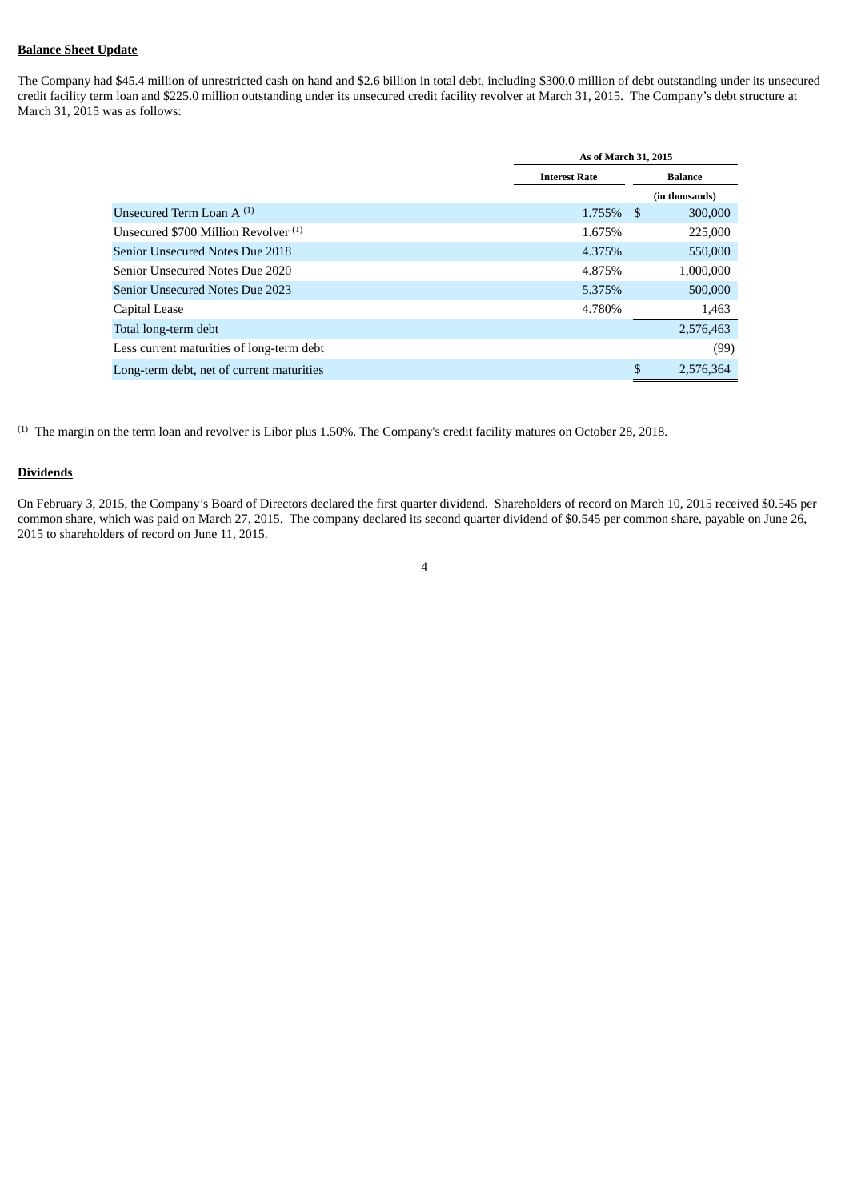**Balance Sheet Update**

The Company had $45.4 million of unrestricted cash on hand and $2.6 billion in total debt, including $300.0 million of debt outstanding under its unsecured credit facility term loan and $225.0 million outstanding under its unsecured credit facility revolver at March 31, 2015. The Company's debt structure at March 31, 2015 was as follows:

| | As of March 31, 2015 | |
|---|---|---|
| | Interest Rate | Balance |
| | | (in thousands) |
| Unsecured Term Loan A [(1)] | 1.755% | $ 300,000 |
| Unsecured $700 Million Revolver [(1)] | 1.675% | 225,000 |
| Senior Unsecured Notes Due 2018 | 4.375% | 550,000 |
| Senior Unsecured Notes Due 2020 | 4.875% | 1,000,000 |
| Senior Unsecured Notes Due 2023 | 5.375% | 500,000 |
| Capital Lease | 4.780% | 1,463 |
| Total long-term debt | | 2,576,463 |
| Less current maturities of long-term debt | | (99) |
| Long-term debt, net of current maturities | | $ 2,576,364 |

(1) The margin on the term loan and revolver is Libor plus 1.50%. The Company's credit facility matures on October 28, 2018.

**Dividends**

On February 3, 2015, the Company's Board of Directors declared the first quarter dividend. Shareholders of record on March 10, 2015 received $0.545 per common share, which was paid on March 27, 2015. The company declared its second quarter dividend of $0.545 per common share, payable on June 26, 2015 to shareholders of record on June 11, 2015.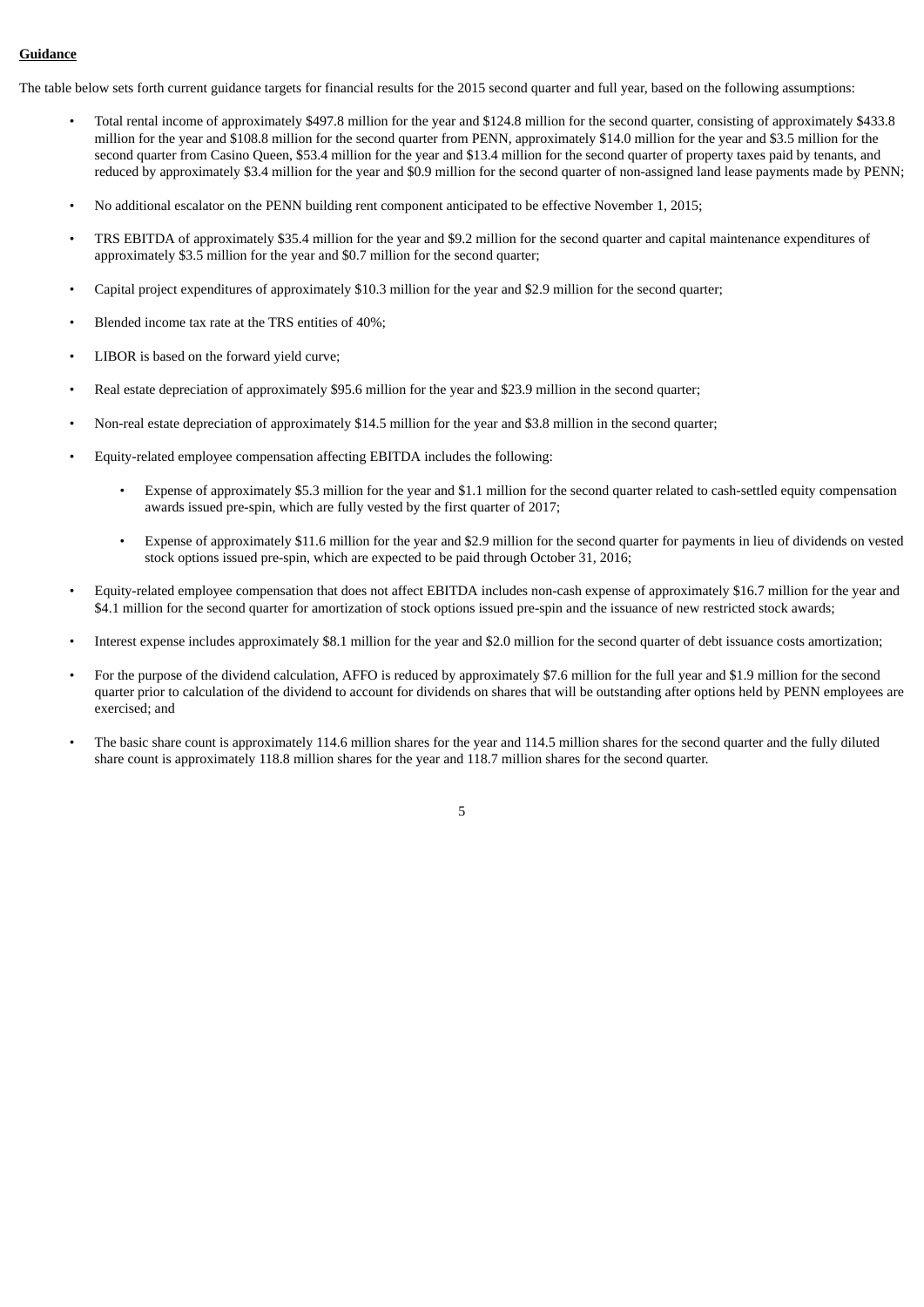**Guidance**

The table below sets forth current guidance targets for financial results for the 2015 second quarter and full year, based on the following assumptions:

- Total rental income of approximately $497.8 million for the year and $124.8 million for the second quarter, consisting of approximately $433.8 million for the year and $108.8 million for the second quarter from PENN, approximately $14.0 million for the year and $3.5 million for the second quarter from Casino Queen, $53.4 million for the year and $13.4 million for the second quarter of property taxes paid by tenants, and reduced by approximately $3.4 million for the year and $0.9 million for the second quarter of non-assigned land lease payments made by PENN;

- No additional escalator on the PENN building rent component anticipated to be effective November 1, 2015;

- TRS EBITDA of approximately $35.4 million for the year and $9.2 million for the second quarter and capital maintenance expenditures of approximately $3.5 million for the year and $0.7 million for the second quarter;

- Capital project expenditures of approximately $10.3 million for the year and $2.9 million for the second quarter;

- Blended income tax rate at the TRS entities of 40%;

- LIBOR is based on the forward yield curve;

- Real estate depreciation of approximately $95.6 million for the year and $23.9 million in the second quarter;

- Non-real estate depreciation of approximately $14.5 million for the year and $3.8 million in the second quarter;

- Equity-related employee compensation affecting EBITDA includes the following:

  - Expense of approximately $5.3 million for the year and $1.1 million for the second quarter related to cash-settled equity compensation awards issued pre-spin, which are fully vested by the first quarter of 2017;

  - Expense of approximately $11.6 million for the year and $2.9 million for the second quarter for payments in lieu of dividends on vested stock options issued pre-spin, which are expected to be paid through October 31, 2016;

- Equity-related employee compensation that does not affect EBITDA includes non-cash expense of approximately $16.7 million for the year and $4.1 million for the second quarter for amortization of stock options issued pre-spin and the issuance of new restricted stock awards;

- Interest expense includes approximately $8.1 million for the year and $2.0 million for the second quarter of debt issuance costs amortization;

- For the purpose of the dividend calculation, AFFO is reduced by approximately $7.6 million for the full year and $1.9 million for the second quarter prior to calculation of the dividend to account for dividends on shares that will be outstanding after options held by PENN employees are exercised; and

- The basic share count is approximately 114.6 million shares for the year and 114.5 million shares for the second quarter and the fully diluted share count is approximately 118.8 million shares for the year and 118.7 million shares for the second quarter.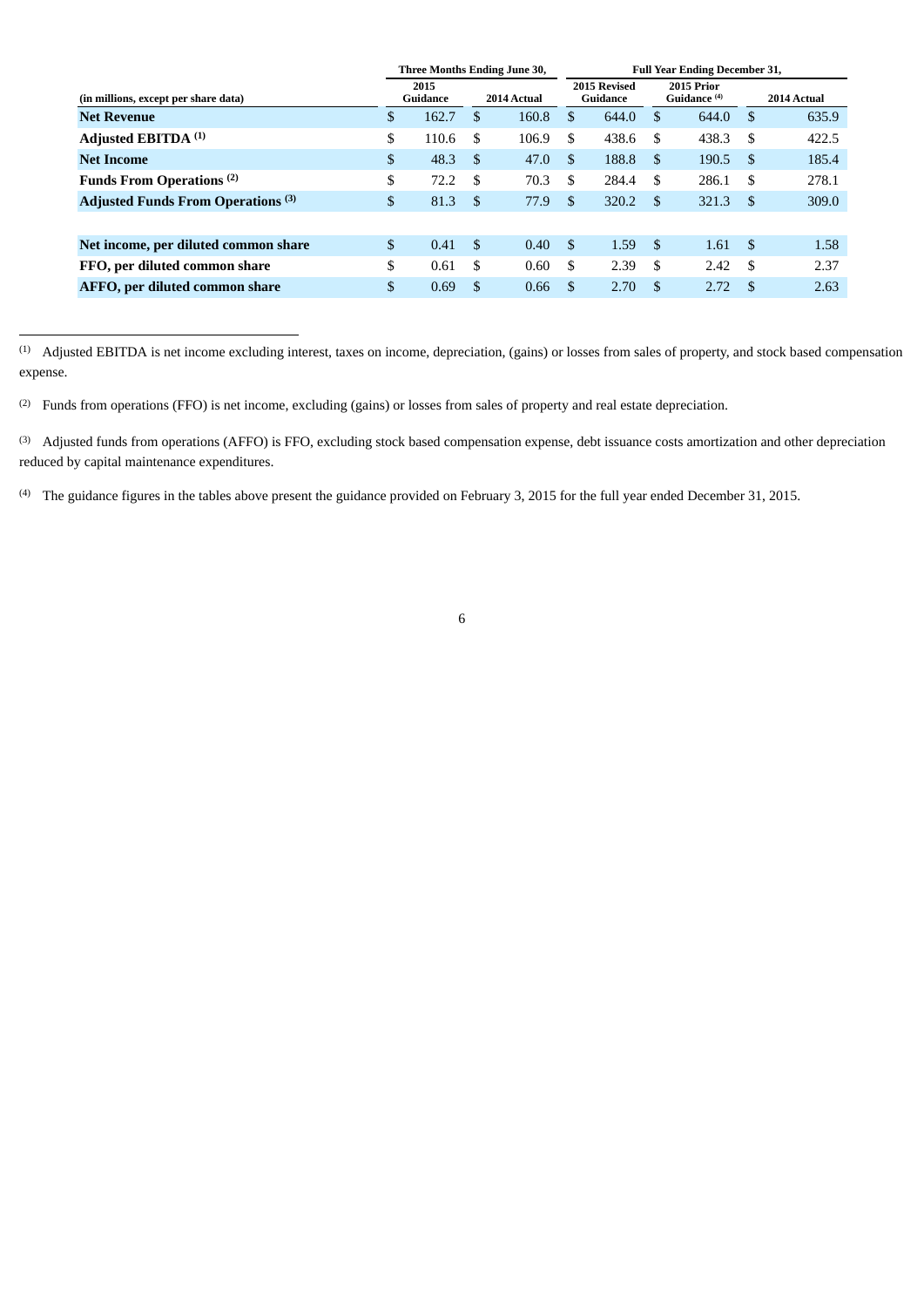| (in millions, except per share data) | Three Months Ending June 30, | | Full Year Ending December 31, | | |
|---|---|---|---|---|---|
| | 2015 Guidance | 2014 Actual | 2015 Revised Guidance | 2015 Prior Guidance [(4)] | 2014 Actual |
| **Net Revenue** | $ 162.7 | $ 160.8 | $ 644.0 | $ 644.0 | $ 635.9 |
| **Adjusted EBITDA [(1)]** | $ 110.6 | $ 106.9 | $ 438.6 | $ 438.3 | $ 422.5 |
| **Net Income** | $ 48.3 | $ 47.0 | $ 188.8 | $ 190.5 | $ 185.4 |
| **Funds From Operations [(2)]** | $ 72.2 | $ 70.3 | $ 284.4 | $ 286.1 | $ 278.1 |
| **Adjusted Funds From Operations [(3)]** | $ 81.3 | $ 77.9 | $ 320.2 | $ 321.3 | $ 309.0 |
| | | | | | |
| **Net income, per diluted common share** | $ 0.41 | $ 0.40 | $ 1.59 | $ 1.61 | $ 1.58 |
| **FFO, per diluted common share** | $ 0.61 | $ 0.60 | $ 2.39 | $ 2.42 | $ 2.37 |
| **AFFO, per diluted common share** | $ 0.69 | $ 0.66 | $ 2.70 | $ 2.72 | $ 2.63 |

---

(1) Adjusted EBITDA is net income excluding interest, taxes on income, depreciation, (gains) or losses from sales of property, and stock based compensation expense.

(2) Funds from operations (FFO) is net income, excluding (gains) or losses from sales of property and real estate depreciation.

(3) Adjusted funds from operations (AFFO) is FFO, excluding stock based compensation expense, debt issuance costs amortization and other depreciation reduced by capital maintenance expenditures.

(4) The guidance figures in the tables above present the guidance provided on February 3, 2015 for the full year ended December 31, 2015.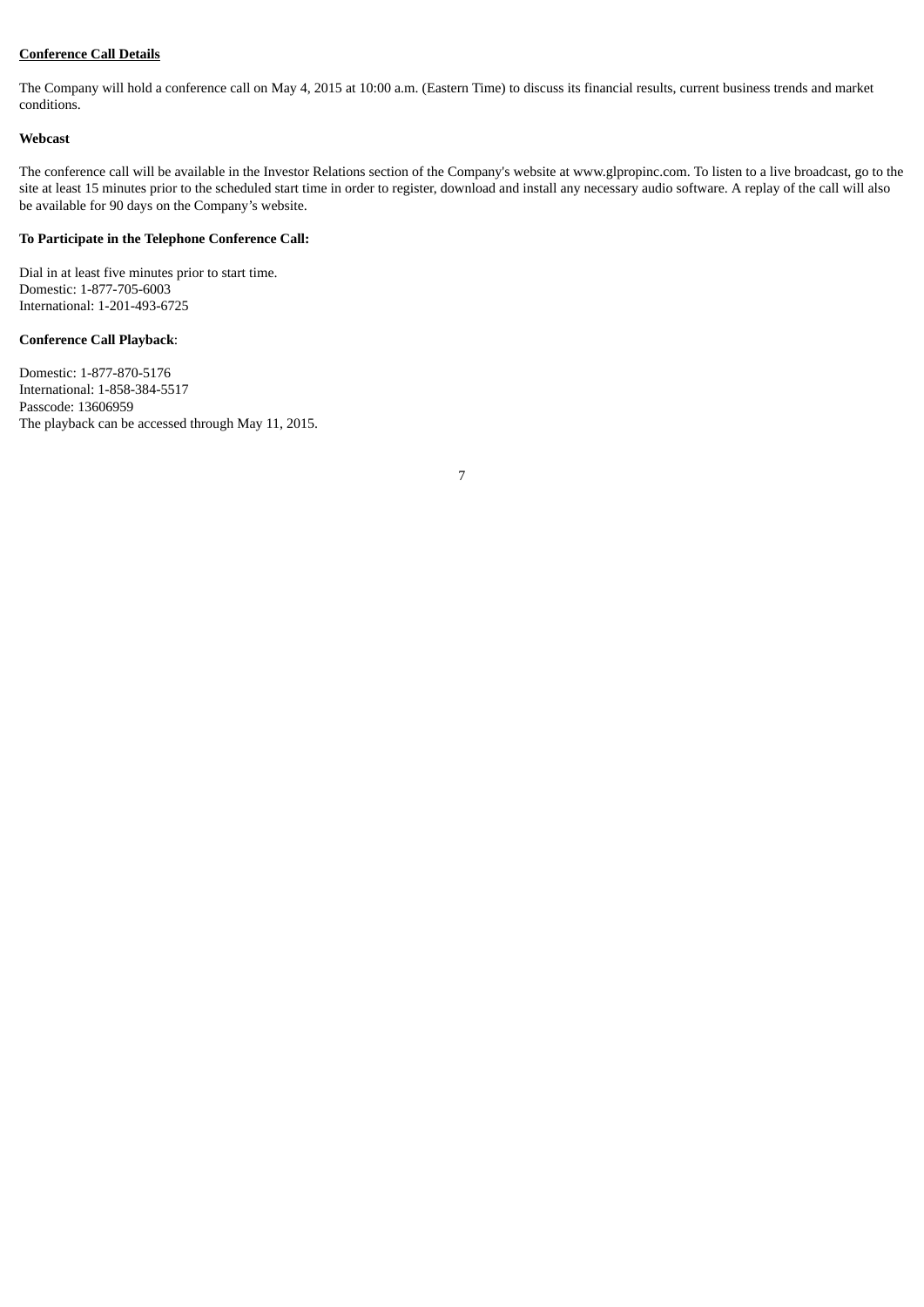**Conference Call Details**

The Company will hold a conference call on May 4, 2015 at 10:00 a.m. (Eastern Time) to discuss its financial results, current business trends and market conditions.

**Webcast**

The conference call will be available in the Investor Relations section of the Company's website at www.glpropinc.com. To listen to a live broadcast, go to the site at least 15 minutes prior to the scheduled start time in order to register, download and install any necessary audio software. A replay of the call will also be available for 90 days on the Company's website.

**To Participate in the Telephone Conference Call:**

Dial in at least five minutes prior to start time.
Domestic: 1-877-705-6003
International: 1-201-493-6725

**Conference Call Playback**:

Domestic: 1-877-870-5176
International: 1-858-384-5517
Passcode: 13606959
The playback can be accessed through May 11, 2015.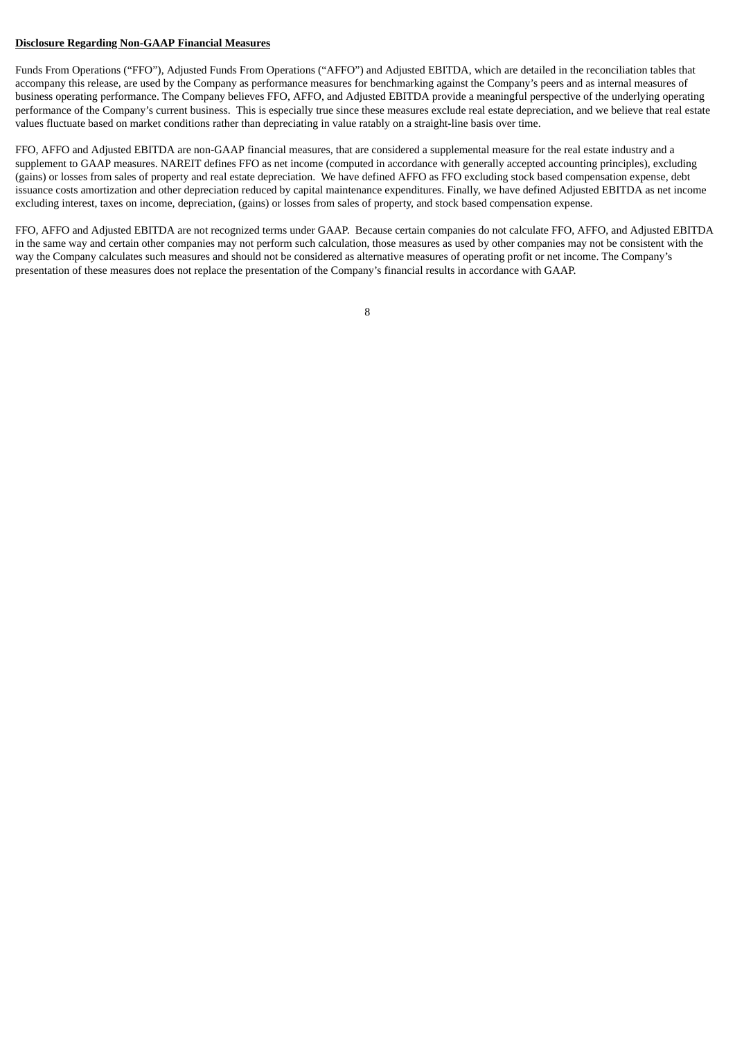**Disclosure Regarding Non-GAAP Financial Measures**

Funds From Operations ("FFO"), Adjusted Funds From Operations ("AFFO") and Adjusted EBITDA, which are detailed in the reconciliation tables that accompany this release, are used by the Company as performance measures for benchmarking against the Company's peers and as internal measures of business operating performance. The Company believes FFO, AFFO, and Adjusted EBITDA provide a meaningful perspective of the underlying operating performance of the Company's current business. This is especially true since these measures exclude real estate depreciation, and we believe that real estate values fluctuate based on market conditions rather than depreciating in value ratably on a straight-line basis over time.

FFO, AFFO and Adjusted EBITDA are non-GAAP financial measures, that are considered a supplemental measure for the real estate industry and a supplement to GAAP measures. NAREIT defines FFO as net income (computed in accordance with generally accepted accounting principles), excluding (gains) or losses from sales of property and real estate depreciation. We have defined AFFO as FFO excluding stock based compensation expense, debt issuance costs amortization and other depreciation reduced by capital maintenance expenditures. Finally, we have defined Adjusted EBITDA as net income excluding interest, taxes on income, depreciation, (gains) or losses from sales of property, and stock based compensation expense.

FFO, AFFO and Adjusted EBITDA are not recognized terms under GAAP. Because certain companies do not calculate FFO, AFFO, and Adjusted EBITDA in the same way and certain other companies may not perform such calculation, those measures as used by other companies may not be consistent with the way the Company calculates such measures and should not be considered as alternative measures of operating profit or net income. The Company's presentation of these measures does not replace the presentation of the Company's financial results in accordance with GAAP.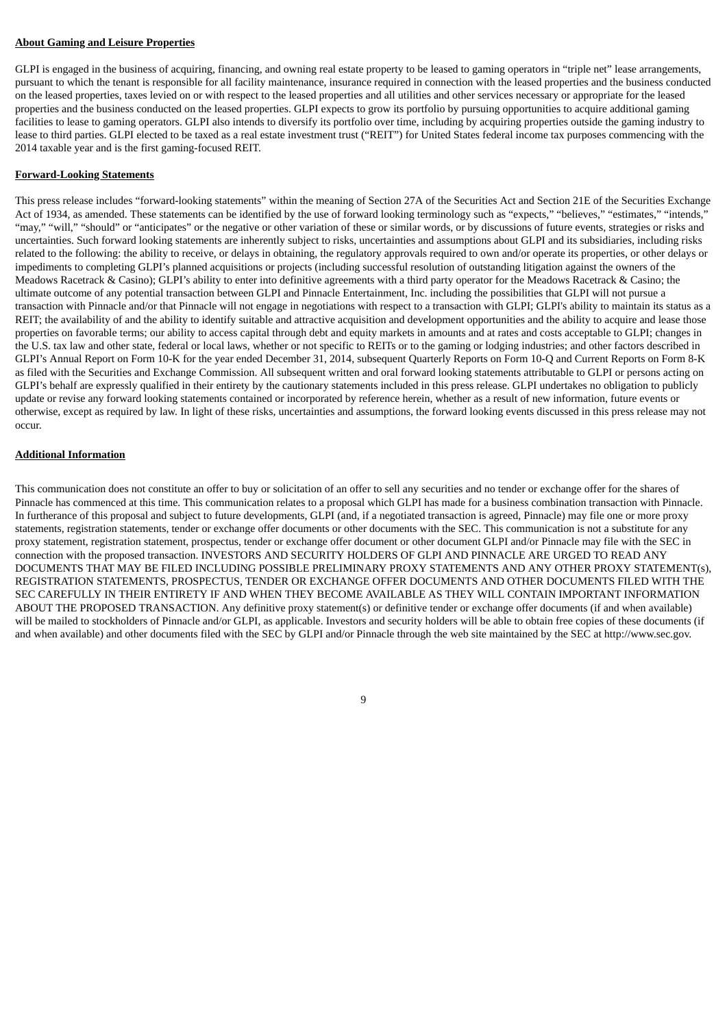**About Gaming and Leisure Properties**

GLPI is engaged in the business of acquiring, financing, and owning real estate property to be leased to gaming operators in "triple net" lease arrangements, pursuant to which the tenant is responsible for all facility maintenance, insurance required in connection with the leased properties and the business conducted on the leased properties, taxes levied on or with respect to the leased properties and all utilities and other services necessary or appropriate for the leased properties and the business conducted on the leased properties. GLPI expects to grow its portfolio by pursuing opportunities to acquire additional gaming facilities to lease to gaming operators. GLPI also intends to diversify its portfolio over time, including by acquiring properties outside the gaming industry to lease to third parties. GLPI elected to be taxed as a real estate investment trust ("REIT") for United States federal income tax purposes commencing with the 2014 taxable year and is the first gaming-focused REIT.

**Forward-Looking Statements**

This press release includes "forward-looking statements" within the meaning of Section 27A of the Securities Act and Section 21E of the Securities Exchange Act of 1934, as amended. These statements can be identified by the use of forward looking terminology such as "expects," "believes," "estimates," "intends," "may," "will," "should" or "anticipates" or the negative or other variation of these or similar words, or by discussions of future events, strategies or risks and uncertainties. Such forward looking statements are inherently subject to risks, uncertainties and assumptions about GLPI and its subsidiaries, including risks related to the following: the ability to receive, or delays in obtaining, the regulatory approvals required to own and/or operate its properties, or other delays or impediments to completing GLPI's planned acquisitions or projects (including successful resolution of outstanding litigation against the owners of the Meadows Racetrack & Casino); GLPI's ability to enter into definitive agreements with a third party operator for the Meadows Racetrack & Casino; the ultimate outcome of any potential transaction between GLPI and Pinnacle Entertainment, Inc. including the possibilities that GLPI will not pursue a transaction with Pinnacle and/or that Pinnacle will not engage in negotiations with respect to a transaction with GLPI; GLPI's ability to maintain its status as a REIT; the availability of and the ability to identify suitable and attractive acquisition and development opportunities and the ability to acquire and lease those properties on favorable terms; our ability to access capital through debt and equity markets in amounts and at rates and costs acceptable to GLPI; changes in the U.S. tax law and other state, federal or local laws, whether or not specific to REITs or to the gaming or lodging industries; and other factors described in GLPI's Annual Report on Form 10-K for the year ended December 31, 2014, subsequent Quarterly Reports on Form 10-Q and Current Reports on Form 8-K as filed with the Securities and Exchange Commission. All subsequent written and oral forward looking statements attributable to GLPI or persons acting on GLPI's behalf are expressly qualified in their entirety by the cautionary statements included in this press release. GLPI undertakes no obligation to publicly update or revise any forward looking statements contained or incorporated by reference herein, whether as a result of new information, future events or otherwise, except as required by law. In light of these risks, uncertainties and assumptions, the forward looking events discussed in this press release may not occur.

**Additional Information**

This communication does not constitute an offer to buy or solicitation of an offer to sell any securities and no tender or exchange offer for the shares of Pinnacle has commenced at this time. This communication relates to a proposal which GLPI has made for a business combination transaction with Pinnacle. In furtherance of this proposal and subject to future developments, GLPI (and, if a negotiated transaction is agreed, Pinnacle) may file one or more proxy statements, registration statements, tender or exchange offer documents or other documents with the SEC. This communication is not a substitute for any proxy statement, registration statement, prospectus, tender or exchange offer document or other document GLPI and/or Pinnacle may file with the SEC in connection with the proposed transaction. INVESTORS AND SECURITY HOLDERS OF GLPI AND PINNACLE ARE URGED TO READ ANY DOCUMENTS THAT MAY BE FILED INCLUDING POSSIBLE PRELIMINARY PROXY STATEMENTS AND ANY OTHER PROXY STATEMENT(s), REGISTRATION STATEMENTS, PROSPECTUS, TENDER OR EXCHANGE OFFER DOCUMENTS AND OTHER DOCUMENTS FILED WITH THE SEC CAREFULLY IN THEIR ENTIRETY IF AND WHEN THEY BECOME AVAILABLE AS THEY WILL CONTAIN IMPORTANT INFORMATION ABOUT THE PROPOSED TRANSACTION. Any definitive proxy statement(s) or definitive tender or exchange offer documents (if and when available) will be mailed to stockholders of Pinnacle and/or GLPI, as applicable. Investors and security holders will be able to obtain free copies of these documents (if and when available) and other documents filed with the SEC by GLPI and/or Pinnacle through the web site maintained by the SEC at http://www.sec.gov.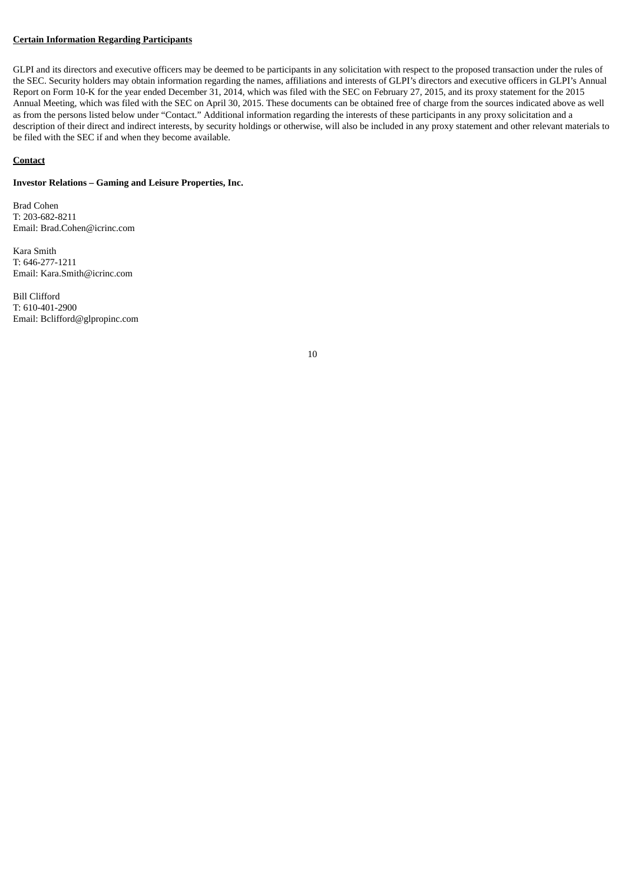**Certain Information Regarding Participants**

GLPI and its directors and executive officers may be deemed to be participants in any solicitation with respect to the proposed transaction under the rules of the SEC. Security holders may obtain information regarding the names, affiliations and interests of GLPI's directors and executive officers in GLPI's Annual Report on Form 10-K for the year ended December 31, 2014, which was filed with the SEC on February 27, 2015, and its proxy statement for the 2015 Annual Meeting, which was filed with the SEC on April 30, 2015. These documents can be obtained free of charge from the sources indicated above as well as from the persons listed below under "Contact." Additional information regarding the interests of these participants in any proxy solicitation and a description of their direct and indirect interests, by security holdings or otherwise, will also be included in any proxy statement and other relevant materials to be filed with the SEC if and when they become available.

**Contact**

**Investor Relations – Gaming and Leisure Properties, Inc.**

Brad Cohen
T: 203-682-8211
Email: Brad.Cohen@icrinc.com

Kara Smith
T: 646-277-1211
Email: Kara.Smith@icrinc.com

Bill Clifford
T: 610-401-2900
Email: Bclifford@glpropinc.com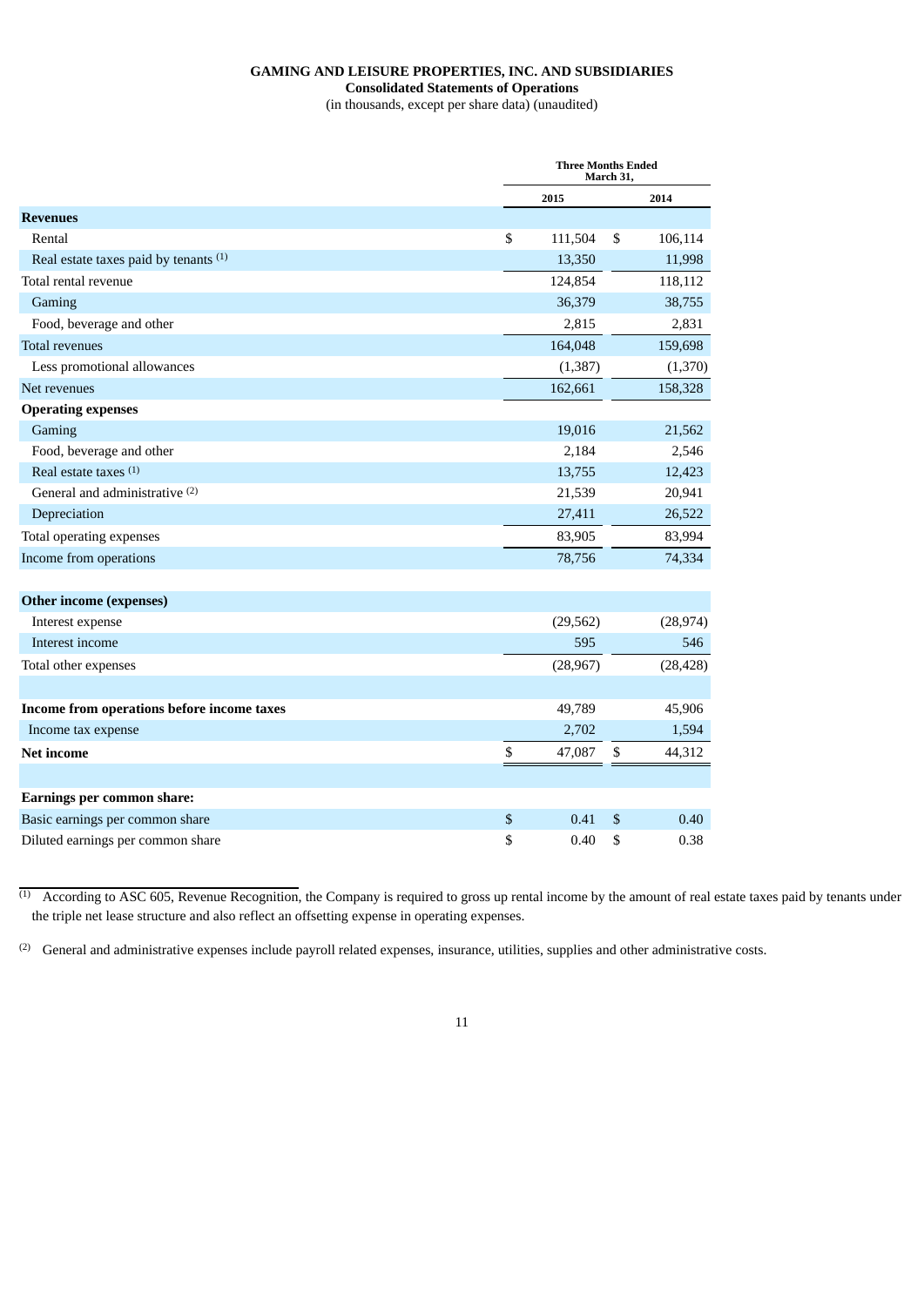**GAMING AND LEISURE PROPERTIES, INC. AND SUBSIDIARIES**
**Consolidated Statements of Operations**
(in thousands, except per share data) (unaudited)

| | Three Months Ended March 31, | |
|---|---|---|
| | 2015 | 2014 |
| **Revenues** | | |
| Rental | $ 111,504 | $ 106,114 |
| Real estate taxes paid by tenants [(1)] | 13,350 | 11,998 |
| Total rental revenue | 124,854 | 118,112 |
| Gaming | 36,379 | 38,755 |
| Food, beverage and other | 2,815 | 2,831 |
| Total revenues | 164,048 | 159,698 |
| Less promotional allowances | (1,387) | (1,370) |
| Net revenues | 162,661 | 158,328 |
| **Operating expenses** | | |
| Gaming | 19,016 | 21,562 |
| Food, beverage and other | 2,184 | 2,546 |
| Real estate taxes [(1)] | 13,755 | 12,423 |
| General and administrative [(2)] | 21,539 | 20,941 |
| Depreciation | 27,411 | 26,522 |
| Total operating expenses | 83,905 | 83,994 |
| Income from operations | 78,756 | 74,334 |
| | | |
| **Other income (expenses)** | | |
| Interest expense | (29,562) | (28,974) |
| Interest income | 595 | 546 |
| Total other expenses | (28,967) | (28,428) |
| | | |
| **Income from operations before income taxes** | 49,789 | 45,906 |
| Income tax expense | 2,702 | 1,594 |
| **Net income** | $ 47,087 | $ 44,312 |
| | | |
| **Earnings per common share:** | | |
| Basic earnings per common share | $ 0.41 | $ 0.40 |
| Diluted earnings per common share | $ 0.40 | $ 0.38 |

(1) According to ASC 605, Revenue Recognition, the Company is required to gross up rental income by the amount of real estate taxes paid by tenants under the triple net lease structure and also reflect an offsetting expense in operating expenses.

(2) General and administrative expenses include payroll related expenses, insurance, utilities, supplies and other administrative costs.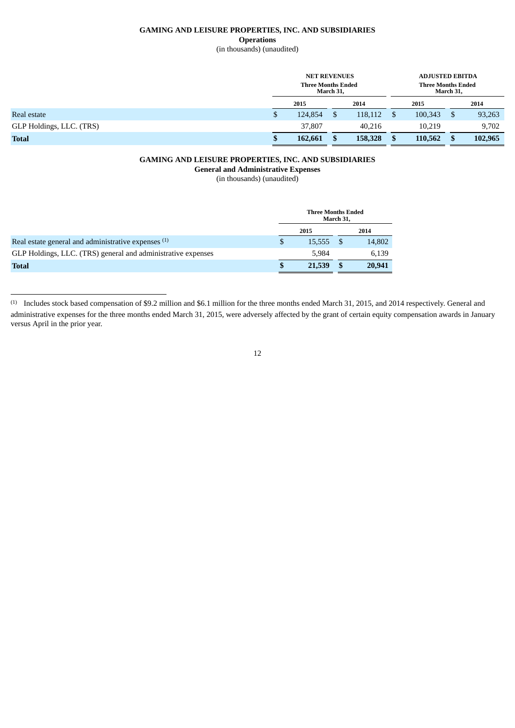**GAMING AND LEISURE PROPERTIES, INC. AND SUBSIDIARIES**
**Operations**
(in thousands) (unaudited)

| | NET REVENUES Three Months Ended March 31, | | ADJUSTED EBITDA Three Months Ended March 31, | |
|---|---|---|---|---|
| | 2015 | 2014 | 2015 | 2014 |
| Real estate | $ 124,854 | $ 118,112 | $ 100,343 | $ 93,263 |
| GLP Holdings, LLC. (TRS) | 37,807 | 40,216 | 10,219 | 9,702 |
| **Total** | **$ 162,661** | **$ 158,328** | **$ 110,562** | **$ 102,965** |

**GAMING AND LEISURE PROPERTIES, INC. AND SUBSIDIARIES**
**General and Administrative Expenses**
(in thousands) (unaudited)

| | Three Months Ended March 31, | |
|---|---|---|
| | 2015 | 2014 |
| Real estate general and administrative expenses [1] | $ 15,555 | $ 14,802 |
| GLP Holdings, LLC. (TRS) general and administrative expenses | 5,984 | 6,139 |
| **Total** | **$ 21,539** | **$ 20,941** |

[1] Includes stock based compensation of $9.2 million and $6.1 million for the three months ended March 31, 2015, and 2014 respectively. General and administrative expenses for the three months ended March 31, 2015, were adversely affected by the grant of certain equity compensation awards in January versus April in the prior year.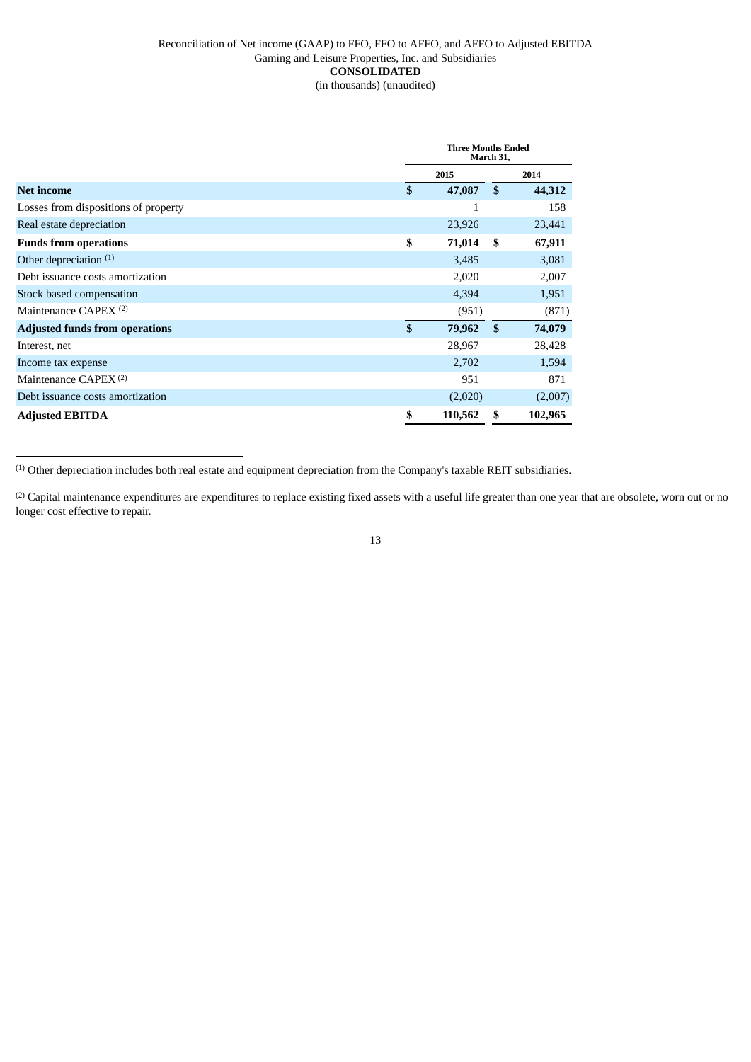Reconciliation of Net income (GAAP) to FFO, FFO to AFFO, and AFFO to Adjusted EBITDA

Gaming and Leisure Properties, Inc. and Subsidiaries

**CONSOLIDATED**

(in thousands) (unaudited)

| | Three Months Ended March 31, | |
|---|---|---|
| | 2015 | 2014 |
| **Net income** | **$ 47,087** | **$ 44,312** |
| Losses from dispositions of property | 1 | 158 |
| Real estate depreciation | 23,926 | 23,441 |
| **Funds from operations** | **$ 71,014** | **$ 67,911** |
| Other depreciation [1] | 3,485 | 3,081 |
| Debt issuance costs amortization | 2,020 | 2,007 |
| Stock based compensation | 4,394 | 1,951 |
| Maintenance CAPEX [2] | (951) | (871) |
| **Adjusted funds from operations** | **$ 79,962** | **$ 74,079** |
| Interest, net | 28,967 | 28,428 |
| Income tax expense | 2,702 | 1,594 |
| Maintenance CAPEX [2] | 951 | 871 |
| Debt issuance costs amortization | (2,020) | (2,007) |
| **Adjusted EBITDA** | **$ 110,562** | **$ 102,965** |

[1] Other depreciation includes both real estate and equipment depreciation from the Company's taxable REIT subsidiaries.

[2] Capital maintenance expenditures are expenditures to replace existing fixed assets with a useful life greater than one year that are obsolete, worn out or no longer cost effective to repair.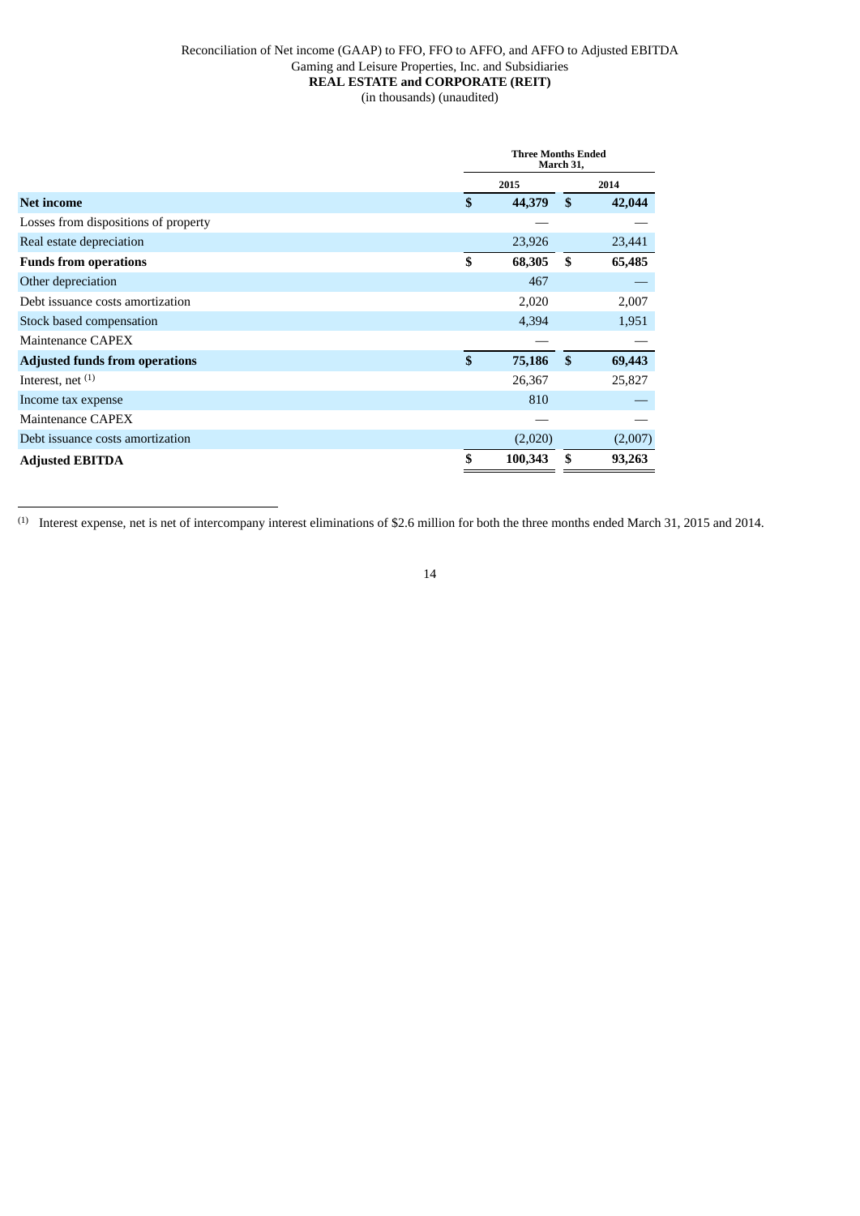Reconciliation of Net income (GAAP) to FFO, FFO to AFFO, and AFFO to Adjusted EBITDA

Gaming and Leisure Properties, Inc. and Subsidiaries

**REAL ESTATE and CORPORATE (REIT)**

(in thousands) (unaudited)

| | Three Months Ended March 31, | |
|---|---|---|
| | 2015 | 2014 |
| **Net income** | **$ 44,379** | **$ 42,044** |
| Losses from dispositions of property | — | — |
| Real estate depreciation | 23,926 | 23,441 |
| **Funds from operations** | **$ 68,305** | **$ 65,485** |
| Other depreciation | 467 | — |
| Debt issuance costs amortization | 2,020 | 2,007 |
| Stock based compensation | 4,394 | 1,951 |
| Maintenance CAPEX | — | — |
| **Adjusted funds from operations** | **$ 75,186** | **$ 69,443** |
| Interest, net [(1)] | 26,367 | 25,827 |
| Income tax expense | 810 | — |
| Maintenance CAPEX | — | — |
| Debt issuance costs amortization | (2,020) | (2,007) |
| **Adjusted EBITDA** | **$ 100,343** | **$ 93,263** |

(1) Interest expense, net is net of intercompany interest eliminations of $2.6 million for both the three months ended March 31, 2015 and 2014.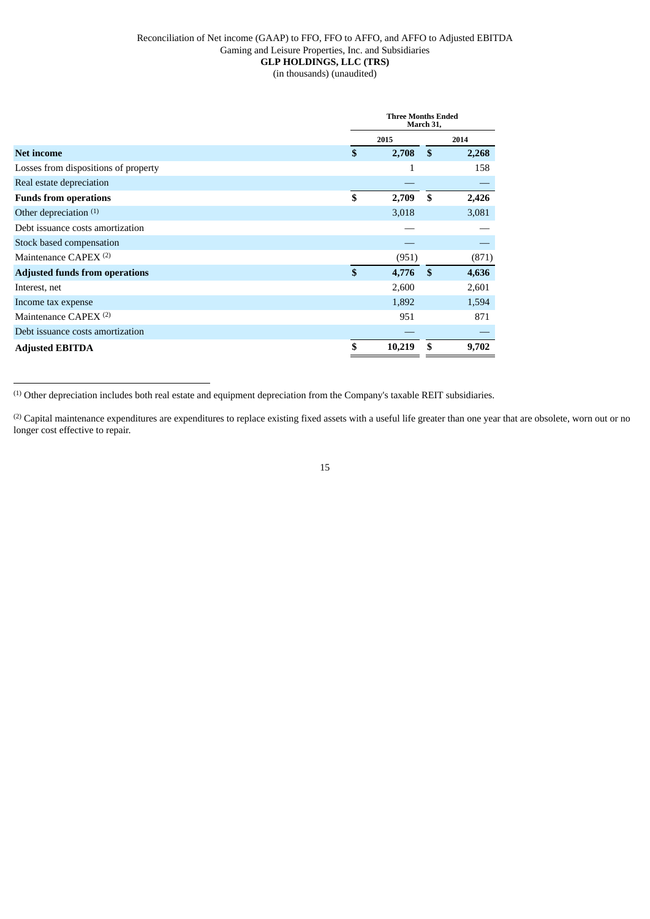Reconciliation of Net income (GAAP) to FFO, FFO to AFFO, and AFFO to Adjusted EBITDA
Gaming and Leisure Properties, Inc. and Subsidiaries
**GLP HOLDINGS, LLC (TRS)**
(in thousands) (unaudited)

| | Three Months Ended March 31, | |
|---|---|---|
| | 2015 | 2014 |
| **Net income** | $ 2,708 | $ 2,268 |
| Losses from dispositions of property | 1 | 158 |
| Real estate depreciation | — | — |
| **Funds from operations** | $ 2,709 | $ 2,426 |
| Other depreciation [1] | 3,018 | 3,081 |
| Debt issuance costs amortization | — | — |
| Stock based compensation | — | — |
| Maintenance CAPEX [2] | (951) | (871) |
| **Adjusted funds from operations** | $ 4,776 | $ 4,636 |
| Interest, net | 2,600 | 2,601 |
| Income tax expense | 1,892 | 1,594 |
| Maintenance CAPEX [2] | 951 | 871 |
| Debt issuance costs amortization | — | — |
| **Adjusted EBITDA** | $ 10,219 | $ 9,702 |

[1] Other depreciation includes both real estate and equipment depreciation from the Company's taxable REIT subsidiaries.

[2] Capital maintenance expenditures are expenditures to replace existing fixed assets with a useful life greater than one year that are obsolete, worn out or no longer cost effective to repair.